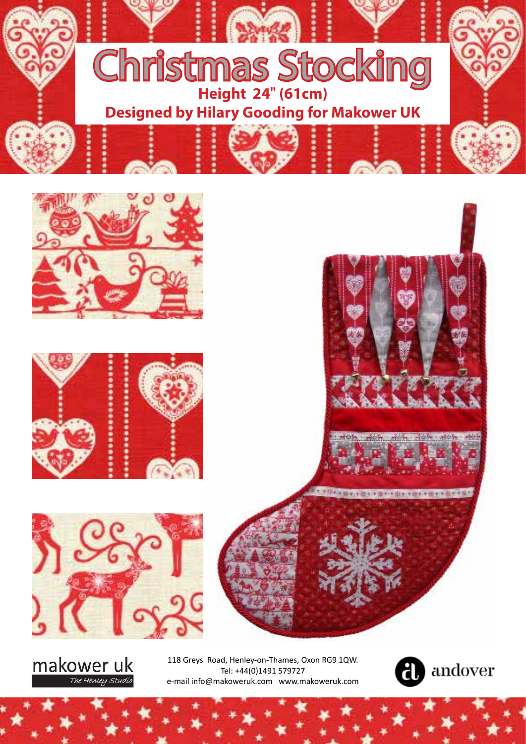# Christmas Stocking

**Height 24" (61cm)**

**Designed by Hilary Gooding for Makower UK**

makower uk
*The Henley Studio*

118 Greys Road, Henley-on-Thames, Oxon RG9 1QW.
Tel: +44(0)1491 579727
e-mail info@makoweruk.com www.makoweruk.com

andover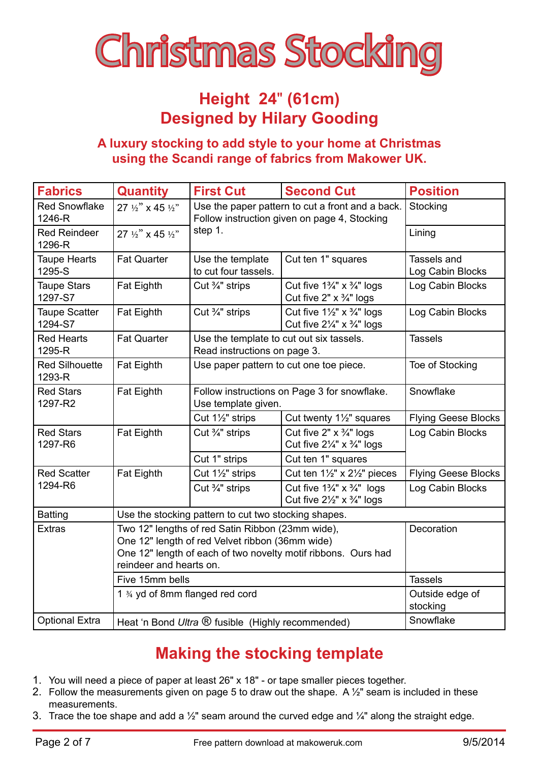# Christmas Stocking

## Height 24" (61cm)
## Designed by Hilary Gooding

**A luxury stocking to add style to your home at Christmas using the Scandi range of fabrics from Makower UK.**

| Fabrics | Quantity | First Cut | Second Cut | Position |
|---|---|---|---|---|
| Red Snowflake 1246-R | 27 ½" x 45 ½" | Use the paper pattern to cut a front and a back. Follow instruction given on page 4, Stocking step 1. | | Stocking |
| Red Reindeer 1296-R | 27 ½" x 45 ½" | | | Lining |
| Taupe Hearts 1295-S | Fat Quarter | Use the template to cut four tassels. | Cut ten 1" squares | Tassels and Log Cabin Blocks |
| Taupe Stars 1297-S7 | Fat Eighth | Cut ¾" strips | Cut five 1¾" x ¾" logs<br>Cut five 2" x ¾" logs | Log Cabin Blocks |
| Taupe Scatter 1294-S7 | Fat Eighth | Cut ¾" strips | Cut five 1½" x ¾" logs<br>Cut five 2¼" x ¾" logs | Log Cabin Blocks |
| Red Hearts 1295-R | Fat Quarter | Use the template to cut out six tassels. Read instructions on page 3. | | Tassels |
| Red Silhouette 1293-R | Fat Eighth | Use paper pattern to cut one toe piece. | | Toe of Stocking |
| Red Stars 1297-R2 | Fat Eighth | Follow instructions on Page 3 for snowflake. Use template given. | | Snowflake |
| | | Cut 1½" strips | Cut twenty 1½" squares | Flying Geese Blocks |
| Red Stars 1297-R6 | Fat Eighth | Cut ¾" strips | Cut five 2" x ¾" logs<br>Cut five 2¼" x ¾" logs | Log Cabin Blocks |
| | | Cut 1" strips | Cut ten 1" squares | |
| Red Scatter 1294-R6 | Fat Eighth | Cut 1½" strips | Cut ten 1½" x 2½" pieces | Flying Geese Blocks |
| | | Cut ¾" strips | Cut five 1¾" x ¾" logs<br>Cut five 2½" x ¾" logs | Log Cabin Blocks |
| Batting | Use the stocking pattern to cut two stocking shapes. | | | |
| Extras | Two 12" lengths of red Satin Ribbon (23mm wide),<br>One 12" length of red Velvet ribbon (36mm wide)<br>One 12" length of each of two novelty motif ribbons. Ours had reindeer and hearts on. | | | Decoration |
| | Five 15mm bells | | | Tassels |
| | 1 ¾ yd of 8mm flanged red cord | | | Outside edge of stocking |
| Optional Extra | Heat 'n Bond *Ultra* ® fusible (Highly recommended) | | | Snowflake |

## Making the stocking template

1. You will need a piece of paper at least 26" x 18" - or tape smaller pieces together.
2. Follow the measurements given on page 5 to draw out the shape. A ½" seam is included in these measurements.
3. Trace the toe shape and add a ½" seam around the curved edge and ¼" along the straight edge.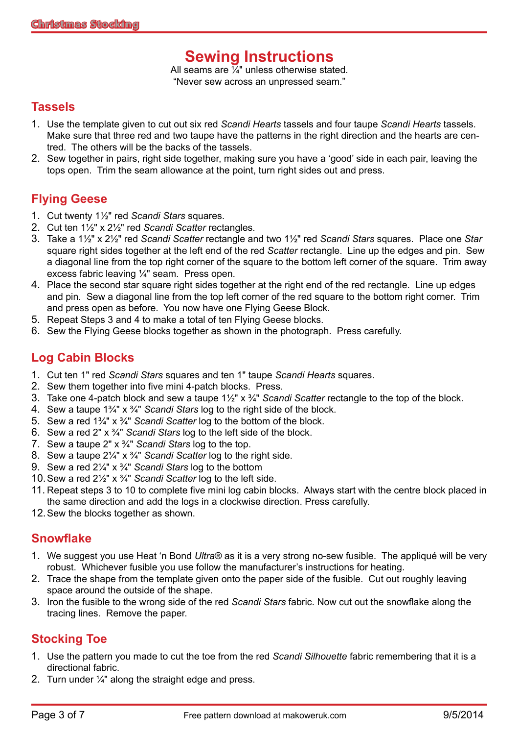# Sewing Instructions

All seams are ¼" unless otherwise stated.
"Never sew across an unpressed seam."

## Tassels

1. Use the template given to cut out six red *Scandi Hearts* tassels and four taupe *Scandi Hearts* tassels. Make sure that three red and two taupe have the patterns in the right direction and the hearts are centred. The others will be the backs of the tassels.
2. Sew together in pairs, right side together, making sure you have a 'good' side in each pair, leaving the tops open. Trim the seam allowance at the point, turn right sides out and press.

## Flying Geese

1. Cut twenty 1½" red *Scandi Stars* squares.
2. Cut ten 1½" x 2½" red *Scandi Scatter* rectangles.
3. Take a 1½" x 2½" red *Scandi Scatter* rectangle and two 1½" red *Scandi Stars* squares. Place one *Star* square right sides together at the left end of the red *Scatter* rectangle. Line up the edges and pin. Sew a diagonal line from the top right corner of the square to the bottom left corner of the square. Trim away excess fabric leaving ¼" seam. Press open.
4. Place the second star square right sides together at the right end of the red rectangle. Line up edges and pin. Sew a diagonal line from the top left corner of the red square to the bottom right corner. Trim and press open as before. You now have one Flying Geese Block.
5. Repeat Steps 3 and 4 to make a total of ten Flying Geese blocks.
6. Sew the Flying Geese blocks together as shown in the photograph. Press carefully.

## Log Cabin Blocks

1. Cut ten 1" red *Scandi Stars* squares and ten 1" taupe *Scandi Hearts* squares.
2. Sew them together into five mini 4-patch blocks. Press.
3. Take one 4-patch block and sew a taupe 1½" x ¾" *Scandi Scatter* rectangle to the top of the block.
4. Sew a taupe 1¾" x ¾" *Scandi Stars* log to the right side of the block.
5. Sew a red 1¾" x ¾" *Scandi Scatter* log to the bottom of the block.
6. Sew a red 2" x ¾" *Scandi Stars* log to the left side of the block.
7. Sew a taupe 2" x ¾" *Scandi Stars* log to the top.
8. Sew a taupe 2¼" x ¾" *Scandi Scatter* log to the right side.
9. Sew a red 2¼" x ¾" *Scandi Stars* log to the bottom
10. Sew a red 2½" x ¾" *Scandi Scatter* log to the left side.
11. Repeat steps 3 to 10 to complete five mini log cabin blocks. Always start with the centre block placed in the same direction and add the logs in a clockwise direction. Press carefully.
12. Sew the blocks together as shown.

## Snowflake

1. We suggest you use Heat 'n Bond *Ultra*® as it is a very strong no-sew fusible. The appliqué will be very robust. Whichever fusible you use follow the manufacturer's instructions for heating.
2. Trace the shape from the template given onto the paper side of the fusible. Cut out roughly leaving space around the outside of the shape.
3. Iron the fusible to the wrong side of the red *Scandi Stars* fabric. Now cut out the snowflake along the tracing lines. Remove the paper.

## Stocking Toe

1. Use the pattern you made to cut the toe from the red *Scandi Silhouette* fabric remembering that it is a directional fabric.
2. Turn under ¼" along the straight edge and press.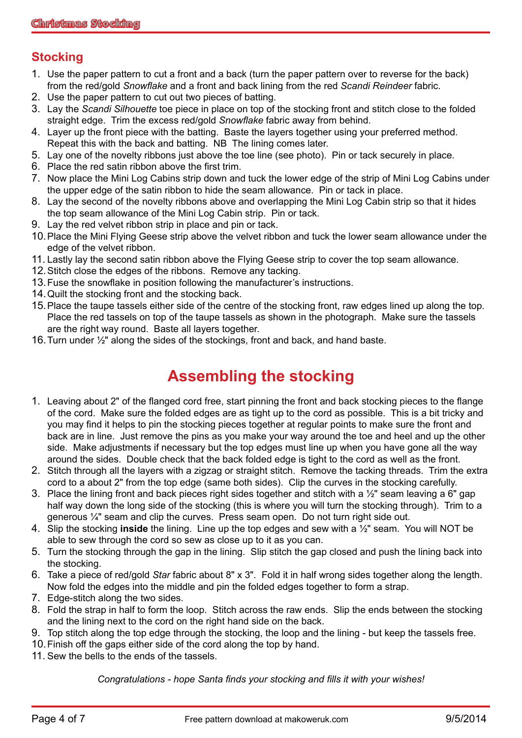## Stocking

1. Use the paper pattern to cut a front and a back (turn the paper pattern over to reverse for the back) from the red/gold *Snowflake* and a front and back lining from the red *Scandi Reindeer* fabric.
2. Use the paper pattern to cut out two pieces of batting.
3. Lay the *Scandi Silhouette* toe piece in place on top of the stocking front and stitch close to the folded straight edge. Trim the excess red/gold *Snowflake* fabric away from behind.
4. Layer up the front piece with the batting. Baste the layers together using your preferred method. Repeat this with the back and batting. NB The lining comes later.
5. Lay one of the novelty ribbons just above the toe line (see photo). Pin or tack securely in place.
6. Place the red satin ribbon above the first trim.
7. Now place the Mini Log Cabins strip down and tuck the lower edge of the strip of Mini Log Cabins under the upper edge of the satin ribbon to hide the seam allowance. Pin or tack in place.
8. Lay the second of the novelty ribbons above and overlapping the Mini Log Cabin strip so that it hides the top seam allowance of the Mini Log Cabin strip. Pin or tack.
9. Lay the red velvet ribbon strip in place and pin or tack.
10. Place the Mini Flying Geese strip above the velvet ribbon and tuck the lower seam allowance under the edge of the velvet ribbon.
11. Lastly lay the second satin ribbon above the Flying Geese strip to cover the top seam allowance.
12. Stitch close the edges of the ribbons. Remove any tacking.
13. Fuse the snowflake in position following the manufacturer's instructions.
14. Quilt the stocking front and the stocking back.
15. Place the taupe tassels either side of the centre of the stocking front, raw edges lined up along the top. Place the red tassels on top of the taupe tassels as shown in the photograph. Make sure the tassels are the right way round. Baste all layers together.
16. Turn under ½" along the sides of the stockings, front and back, and hand baste.

# Assembling the stocking

1. Leaving about 2" of the flanged cord free, start pinning the front and back stocking pieces to the flange of the cord. Make sure the folded edges are as tight up to the cord as possible. This is a bit tricky and you may find it helps to pin the stocking pieces together at regular points to make sure the front and back are in line. Just remove the pins as you make your way around the toe and heel and up the other side. Make adjustments if necessary but the top edges must line up when you have gone all the way around the sides. Double check that the back folded edge is tight to the cord as well as the front.
2. Stitch through all the layers with a zigzag or straight stitch. Remove the tacking threads. Trim the extra cord to a about 2" from the top edge (same both sides). Clip the curves in the stocking carefully.
3. Place the lining front and back pieces right sides together and stitch with a ½" seam leaving a 6" gap half way down the long side of the stocking (this is where you will turn the stocking through). Trim to a generous ¼" seam and clip the curves. Press seam open. Do not turn right side out.
4. Slip the stocking **inside** the lining. Line up the top edges and sew with a ½" seam. You will NOT be able to sew through the cord so sew as close up to it as you can.
5. Turn the stocking through the gap in the lining. Slip stitch the gap closed and push the lining back into the stocking.
6. Take a piece of red/gold *Star* fabric about 8" x 3". Fold it in half wrong sides together along the length. Now fold the edges into the middle and pin the folded edges together to form a strap.
7. Edge-stitch along the two sides.
8. Fold the strap in half to form the loop. Stitch across the raw ends. Slip the ends between the stocking and the lining next to the cord on the right hand side on the back.
9. Top stitch along the top edge through the stocking, the loop and the lining - but keep the tassels free.
10. Finish off the gaps either side of the cord along the top by hand.
11. Sew the bells to the ends of the tassels.

*Congratulations - hope Santa finds your stocking and fills it with your wishes!*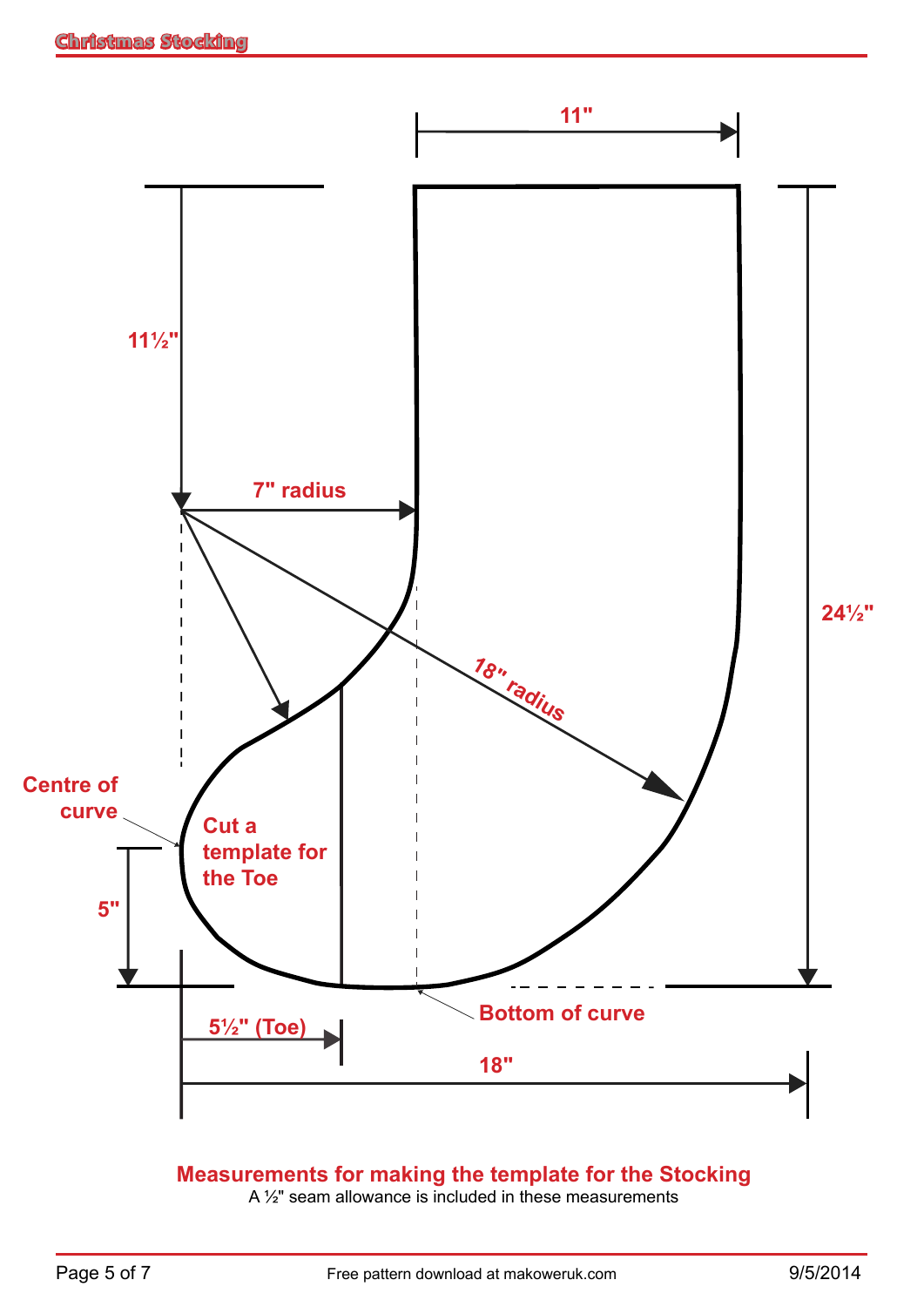11"

11½"

7" radius

24½"

18" radius

Centre of curve

Cut a template for the Toe

5"

Bottom of curve

5½" (Toe)

18"

**Measurements for making the template for the Stocking**

A ½" seam allowance is included in these measurements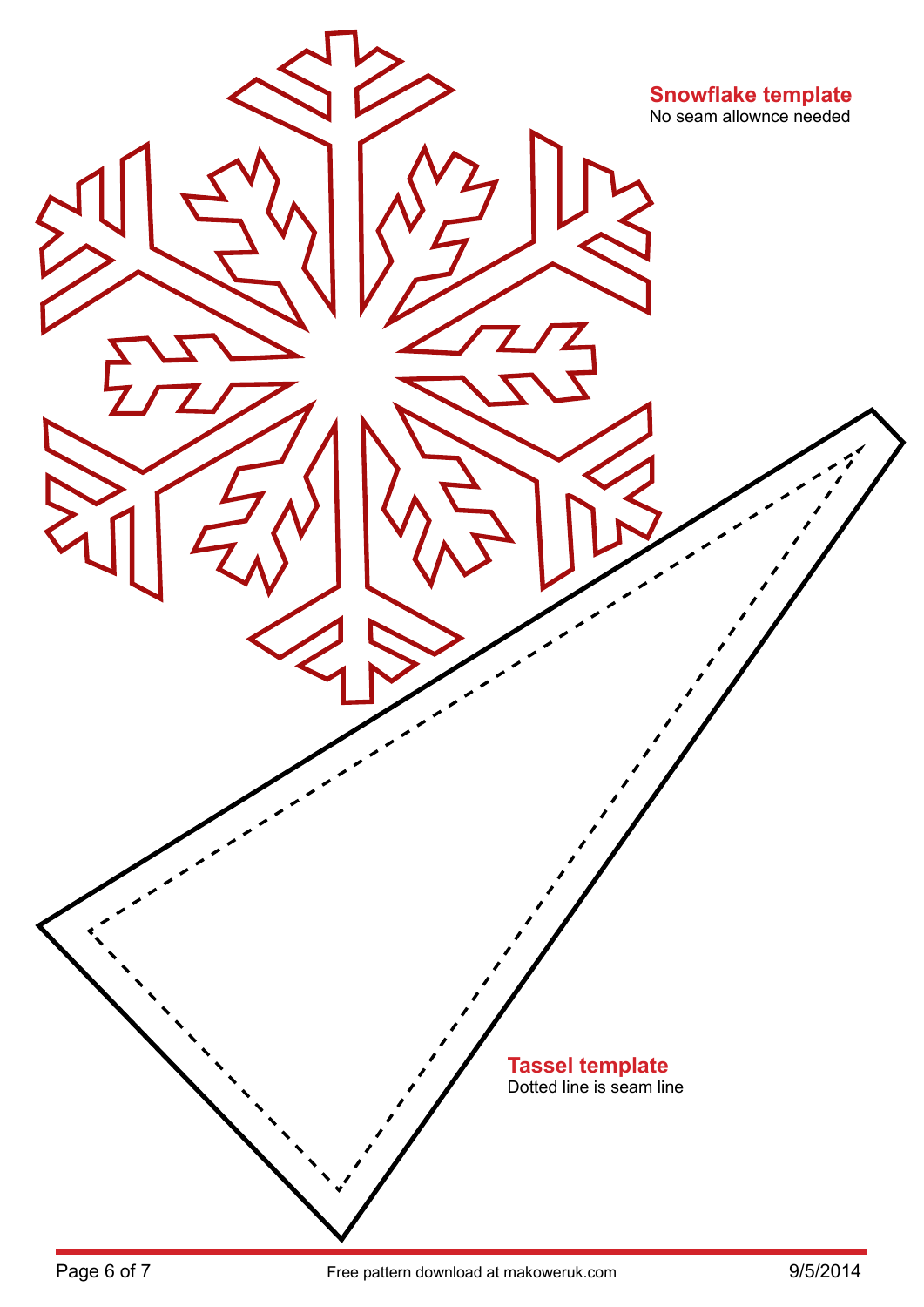**Snowflake template**
No seam allownce needed

**Tassel template**
Dotted line is seam line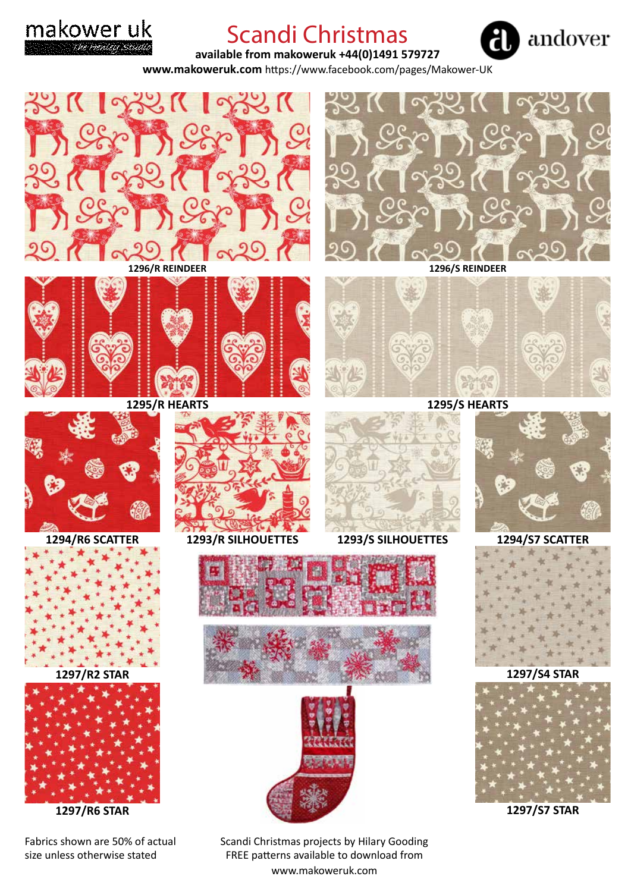makower uk

The Henley Studio

# Scandi Christmas

**available from makoweruk +44(0)1491 579727**

andover

**www.makoweruk.com** https://www.facebook.com/pages/Makower-UK

**1296/R REINDEER**

**1296/S REINDEER**

**1295/R HEARTS**

**1295/S HEARTS**

**1294/R6 SCATTER**

**1293/R SILHOUETTES**

**1293/S SILHOUETTES**

**1294/S7 SCATTER**

**1297/R2 STAR**

**1297/S4 STAR**

**1297/R6 STAR**

**1297/S7 STAR**

Fabrics shown are 50% of actual size unless otherwise stated

Scandi Christmas projects by Hilary Gooding
FREE patterns available to download from
www.makoweruk.com